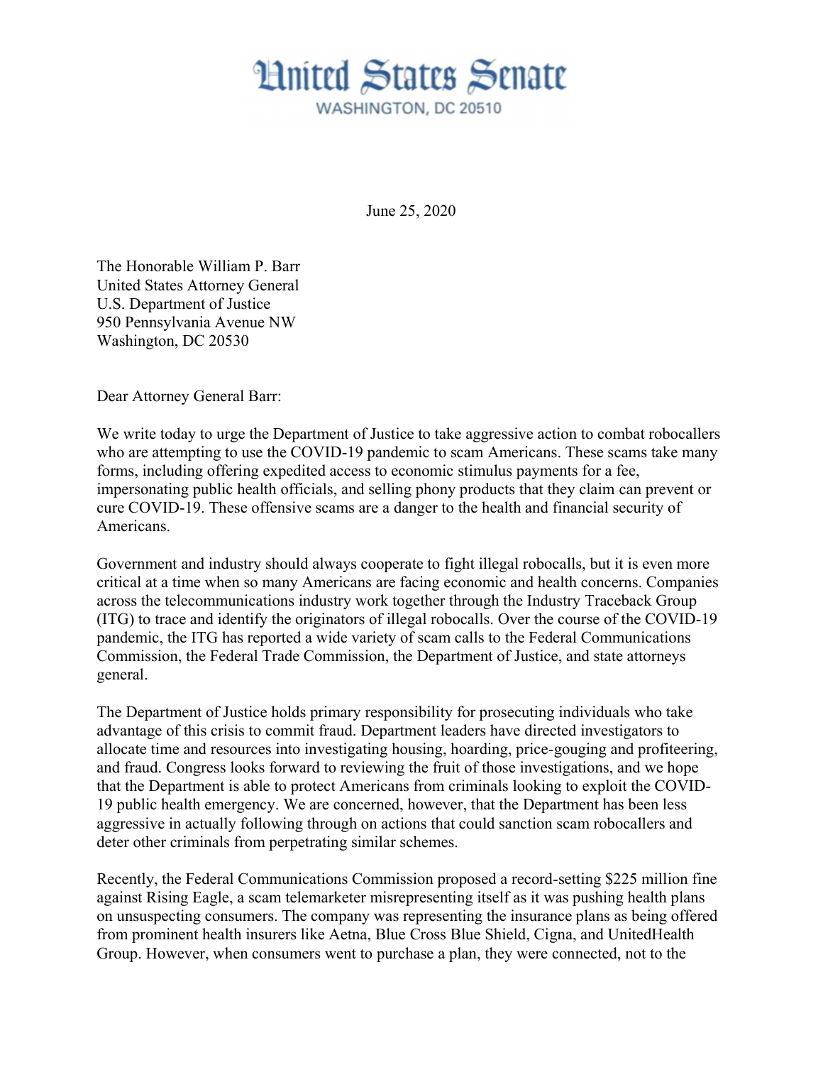# United States Senate

WASHINGTON, DC 20510

June 25, 2020

The Honorable William P. Barr
United States Attorney General
U.S. Department of Justice
950 Pennsylvania Avenue NW
Washington, DC 20530

Dear Attorney General Barr:

We write today to urge the Department of Justice to take aggressive action to combat robocallers who are attempting to use the COVID-19 pandemic to scam Americans. These scams take many forms, including offering expedited access to economic stimulus payments for a fee, impersonating public health officials, and selling phony products that they claim can prevent or cure COVID-19. These offensive scams are a danger to the health and financial security of Americans.

Government and industry should always cooperate to fight illegal robocalls, but it is even more critical at a time when so many Americans are facing economic and health concerns. Companies across the telecommunications industry work together through the Industry Traceback Group (ITG) to trace and identify the originators of illegal robocalls. Over the course of the COVID-19 pandemic, the ITG has reported a wide variety of scam calls to the Federal Communications Commission, the Federal Trade Commission, the Department of Justice, and state attorneys general.

The Department of Justice holds primary responsibility for prosecuting individuals who take advantage of this crisis to commit fraud. Department leaders have directed investigators to allocate time and resources into investigating housing, hoarding, price-gouging and profiteering, and fraud. Congress looks forward to reviewing the fruit of those investigations, and we hope that the Department is able to protect Americans from criminals looking to exploit the COVID-19 public health emergency. We are concerned, however, that the Department has been less aggressive in actually following through on actions that could sanction scam robocallers and deter other criminals from perpetrating similar schemes.

Recently, the Federal Communications Commission proposed a record-setting $225 million fine against Rising Eagle, a scam telemarketer misrepresenting itself as it was pushing health plans on unsuspecting consumers. The company was representing the insurance plans as being offered from prominent health insurers like Aetna, Blue Cross Blue Shield, Cigna, and UnitedHealth Group. However, when consumers went to purchase a plan, they were connected, not to the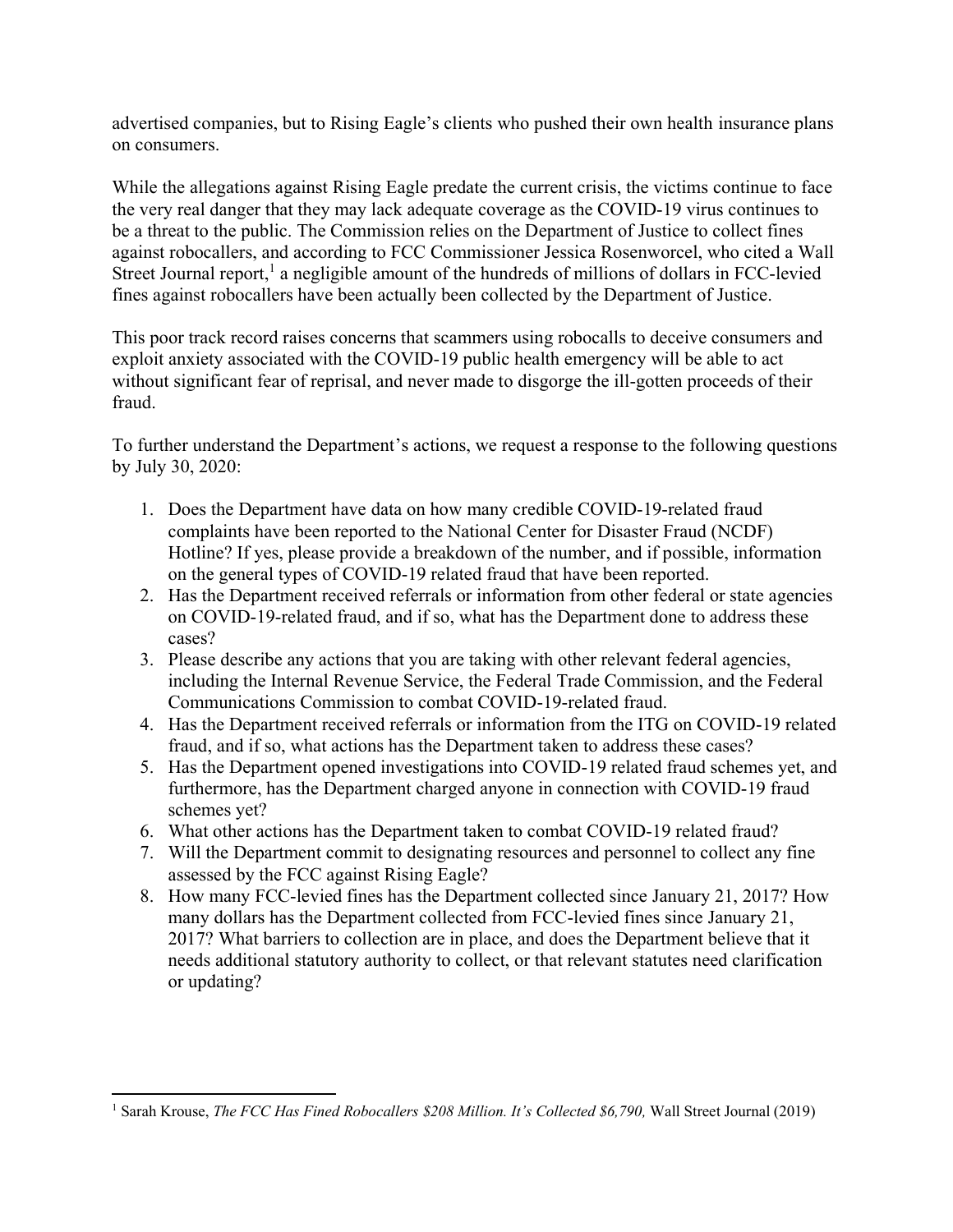advertised companies, but to Rising Eagle's clients who pushed their own health insurance plans on consumers.

While the allegations against Rising Eagle predate the current crisis, the victims continue to face the very real danger that they may lack adequate coverage as the COVID-19 virus continues to be a threat to the public. The Commission relies on the Department of Justice to collect fines against robocallers, and according to FCC Commissioner Jessica Rosenworcel, who cited a Wall Street Journal report,[1] a negligible amount of the hundreds of millions of dollars in FCC-levied fines against robocallers have been actually been collected by the Department of Justice.

This poor track record raises concerns that scammers using robocalls to deceive consumers and exploit anxiety associated with the COVID-19 public health emergency will be able to act without significant fear of reprisal, and never made to disgorge the ill-gotten proceeds of their fraud.

To further understand the Department's actions, we request a response to the following questions by July 30, 2020:

1. Does the Department have data on how many credible COVID-19-related fraud complaints have been reported to the National Center for Disaster Fraud (NCDF) Hotline? If yes, please provide a breakdown of the number, and if possible, information on the general types of COVID-19 related fraud that have been reported.
2. Has the Department received referrals or information from other federal or state agencies on COVID-19-related fraud, and if so, what has the Department done to address these cases?
3. Please describe any actions that you are taking with other relevant federal agencies, including the Internal Revenue Service, the Federal Trade Commission, and the Federal Communications Commission to combat COVID-19-related fraud.
4. Has the Department received referrals or information from the ITG on COVID-19 related fraud, and if so, what actions has the Department taken to address these cases?
5. Has the Department opened investigations into COVID-19 related fraud schemes yet, and furthermore, has the Department charged anyone in connection with COVID-19 fraud schemes yet?
6. What other actions has the Department taken to combat COVID-19 related fraud?
7. Will the Department commit to designating resources and personnel to collect any fine assessed by the FCC against Rising Eagle?
8. How many FCC-levied fines has the Department collected since January 21, 2017? How many dollars has the Department collected from FCC-levied fines since January 21, 2017? What barriers to collection are in place, and does the Department believe that it needs additional statutory authority to collect, or that relevant statutes need clarification or updating?

---

[1] Sarah Krouse, *The FCC Has Fined Robocallers $208 Million. It's Collected $6,790,* Wall Street Journal (2019)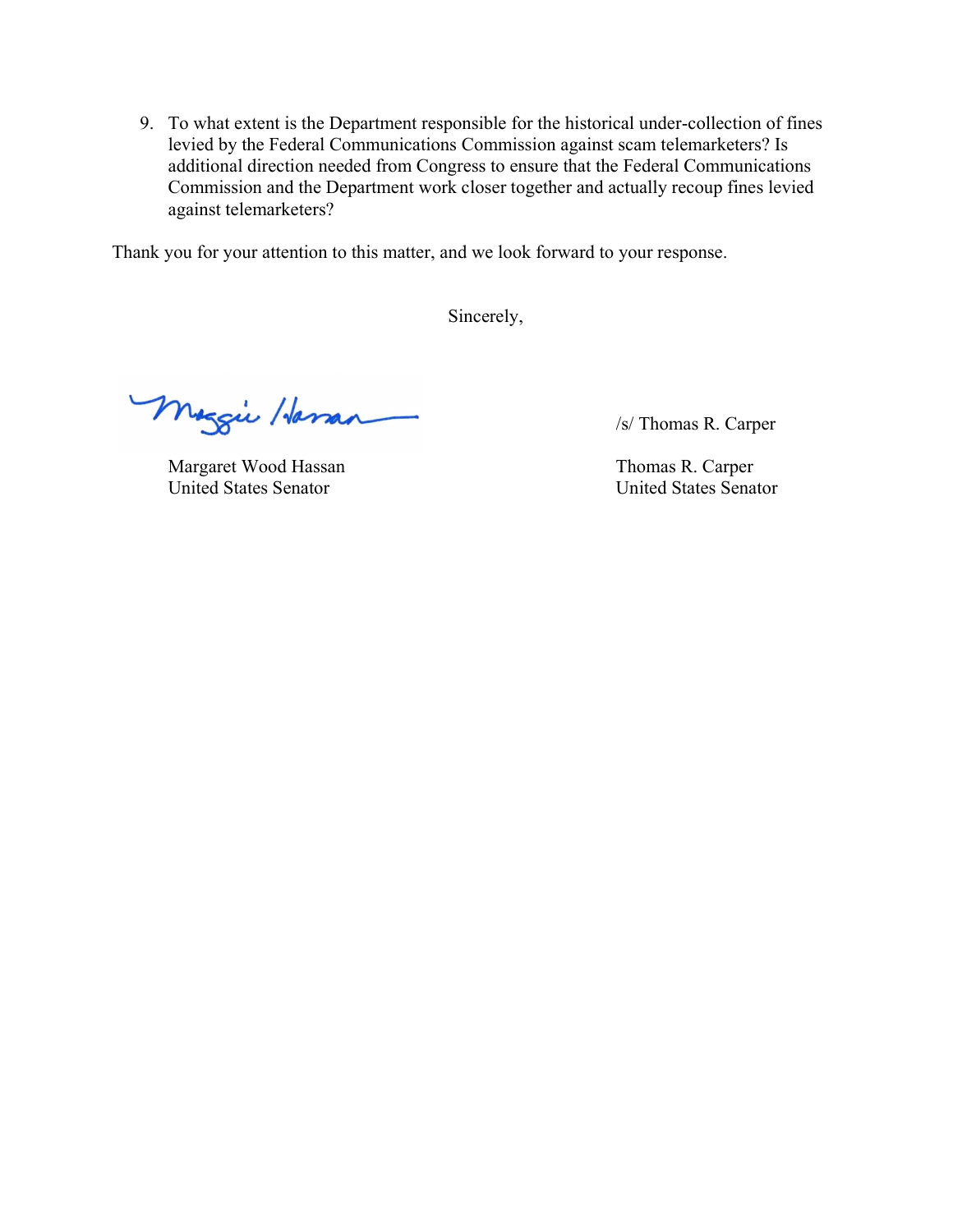9. To what extent is the Department responsible for the historical under-collection of fines levied by the Federal Communications Commission against scam telemarketers? Is additional direction needed from Congress to ensure that the Federal Communications Commission and the Department work closer together and actually recoup fines levied against telemarketers?

Thank you for your attention to this matter, and we look forward to your response.

Sincerely,

Margaret Wood Hassan
United States Senator

/s/ Thomas R. Carper

Thomas R. Carper
United States Senator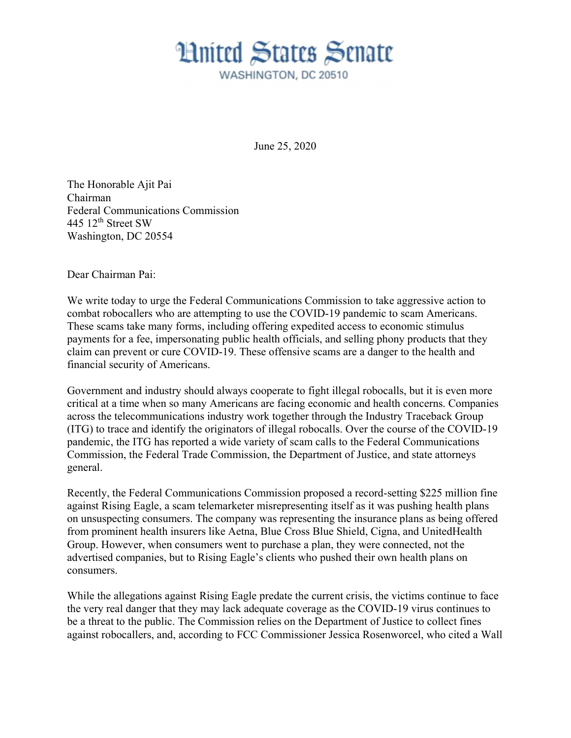# United States Senate

WASHINGTON, DC 20510

June 25, 2020

The Honorable Ajit Pai
Chairman
Federal Communications Commission
445 12th Street SW
Washington, DC 20554

Dear Chairman Pai:

We write today to urge the Federal Communications Commission to take aggressive action to combat robocallers who are attempting to use the COVID-19 pandemic to scam Americans. These scams take many forms, including offering expedited access to economic stimulus payments for a fee, impersonating public health officials, and selling phony products that they claim can prevent or cure COVID-19. These offensive scams are a danger to the health and financial security of Americans.

Government and industry should always cooperate to fight illegal robocalls, but it is even more critical at a time when so many Americans are facing economic and health concerns. Companies across the telecommunications industry work together through the Industry Traceback Group (ITG) to trace and identify the originators of illegal robocalls. Over the course of the COVID-19 pandemic, the ITG has reported a wide variety of scam calls to the Federal Communications Commission, the Federal Trade Commission, the Department of Justice, and state attorneys general.

Recently, the Federal Communications Commission proposed a record-setting $225 million fine against Rising Eagle, a scam telemarketer misrepresenting itself as it was pushing health plans on unsuspecting consumers. The company was representing the insurance plans as being offered from prominent health insurers like Aetna, Blue Cross Blue Shield, Cigna, and UnitedHealth Group. However, when consumers went to purchase a plan, they were connected, not the advertised companies, but to Rising Eagle's clients who pushed their own health plans on consumers.

While the allegations against Rising Eagle predate the current crisis, the victims continue to face the very real danger that they may lack adequate coverage as the COVID-19 virus continues to be a threat to the public. The Commission relies on the Department of Justice to collect fines against robocallers, and, according to FCC Commissioner Jessica Rosenworcel, who cited a Wall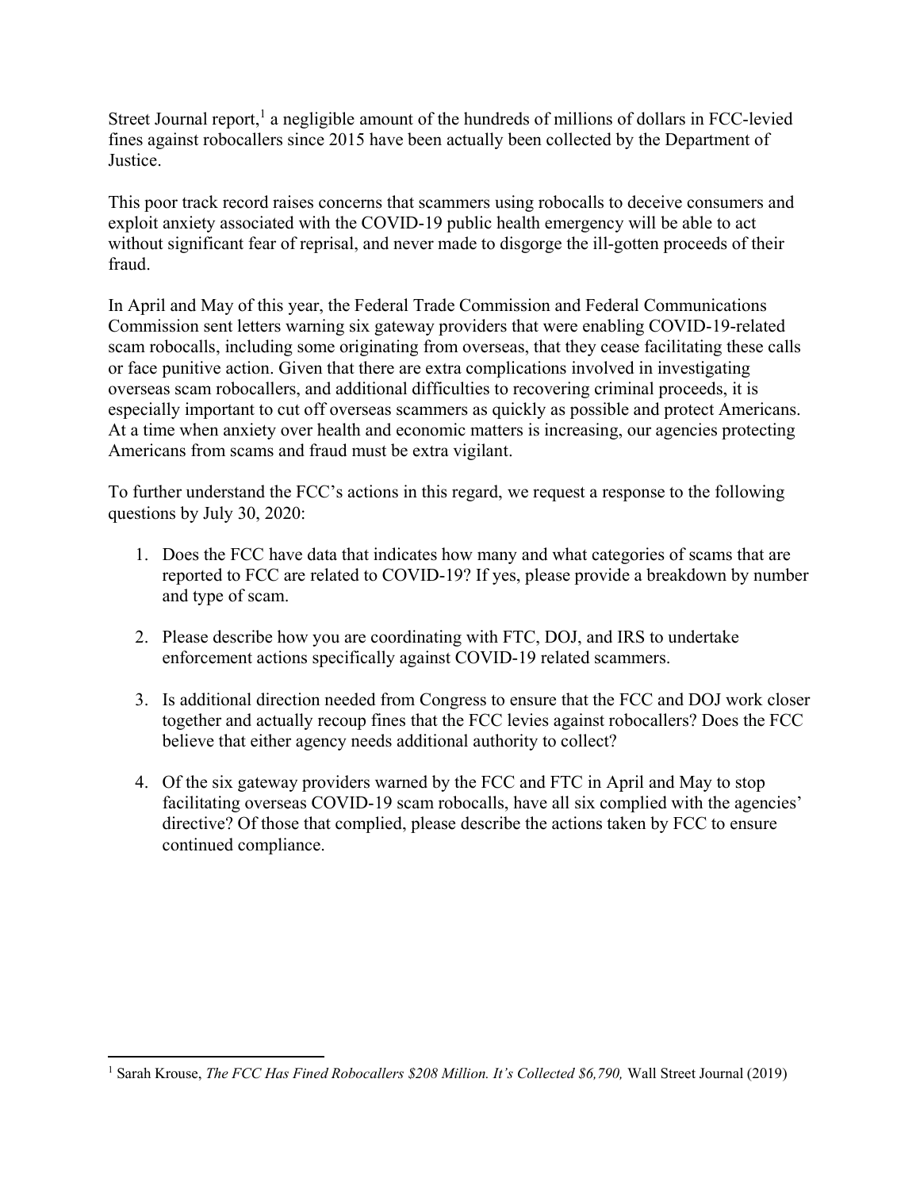Street Journal report,[1] a negligible amount of the hundreds of millions of dollars in FCC-levied fines against robocallers since 2015 have been actually been collected by the Department of Justice.

This poor track record raises concerns that scammers using robocalls to deceive consumers and exploit anxiety associated with the COVID-19 public health emergency will be able to act without significant fear of reprisal, and never made to disgorge the ill-gotten proceeds of their fraud.

In April and May of this year, the Federal Trade Commission and Federal Communications Commission sent letters warning six gateway providers that were enabling COVID-19-related scam robocalls, including some originating from overseas, that they cease facilitating these calls or face punitive action. Given that there are extra complications involved in investigating overseas scam robocallers, and additional difficulties to recovering criminal proceeds, it is especially important to cut off overseas scammers as quickly as possible and protect Americans. At a time when anxiety over health and economic matters is increasing, our agencies protecting Americans from scams and fraud must be extra vigilant.

To further understand the FCC's actions in this regard, we request a response to the following questions by July 30, 2020:

1. Does the FCC have data that indicates how many and what categories of scams that are reported to FCC are related to COVID-19? If yes, please provide a breakdown by number and type of scam.

2. Please describe how you are coordinating with FTC, DOJ, and IRS to undertake enforcement actions specifically against COVID-19 related scammers.

3. Is additional direction needed from Congress to ensure that the FCC and DOJ work closer together and actually recoup fines that the FCC levies against robocallers? Does the FCC believe that either agency needs additional authority to collect?

4. Of the six gateway providers warned by the FCC and FTC in April and May to stop facilitating overseas COVID-19 scam robocalls, have all six complied with the agencies' directive? Of those that complied, please describe the actions taken by FCC to ensure continued compliance.

---

[1] Sarah Krouse, *The FCC Has Fined Robocallers $208 Million. It's Collected $6,790,* Wall Street Journal (2019)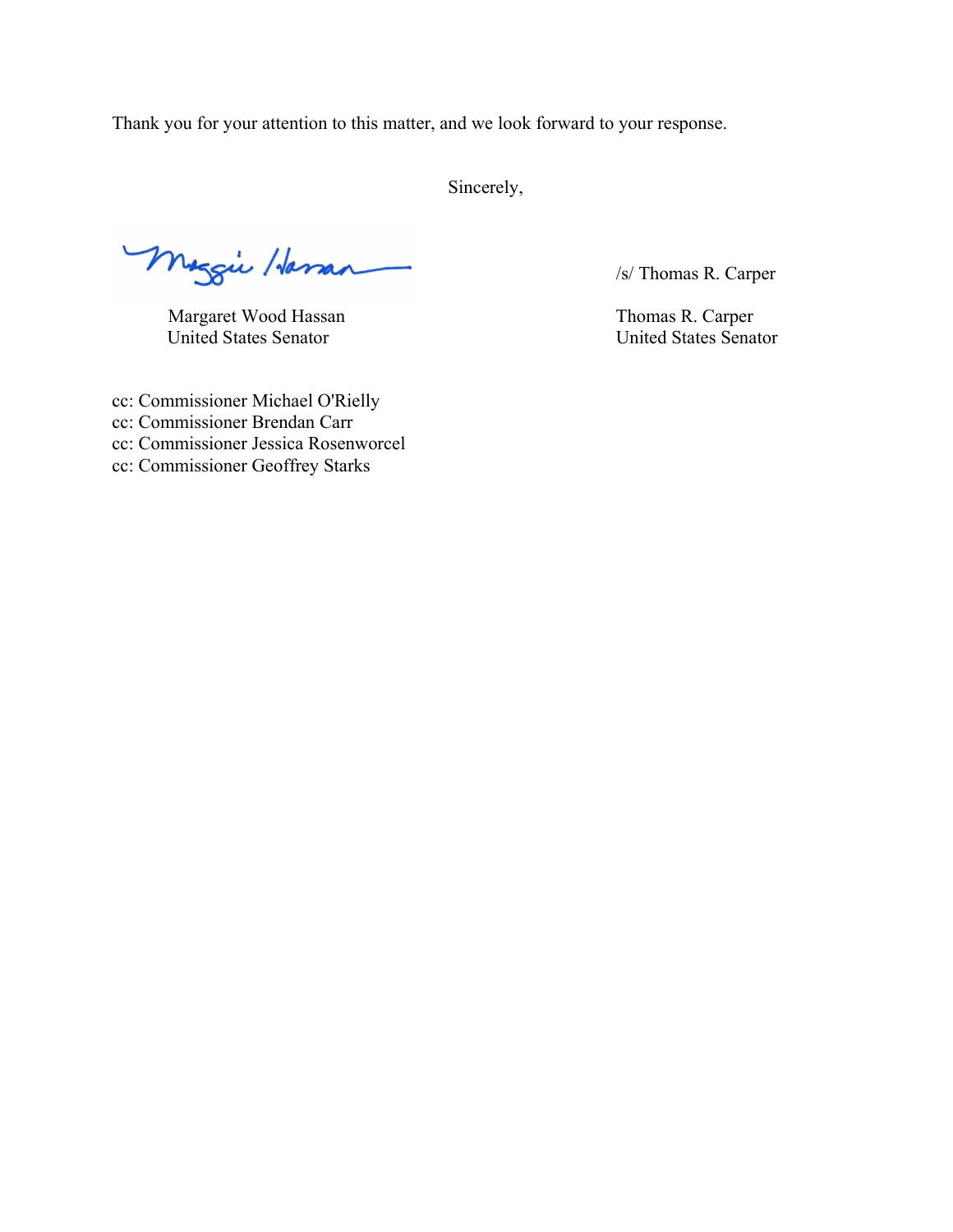Thank you for your attention to this matter, and we look forward to your response.

Sincerely,

Margaret Wood Hassan
United States Senator

/s/ Thomas R. Carper

Thomas R. Carper
United States Senator

cc: Commissioner Michael O'Rielly
cc: Commissioner Brendan Carr
cc: Commissioner Jessica Rosenworcel
cc: Commissioner Geoffrey Starks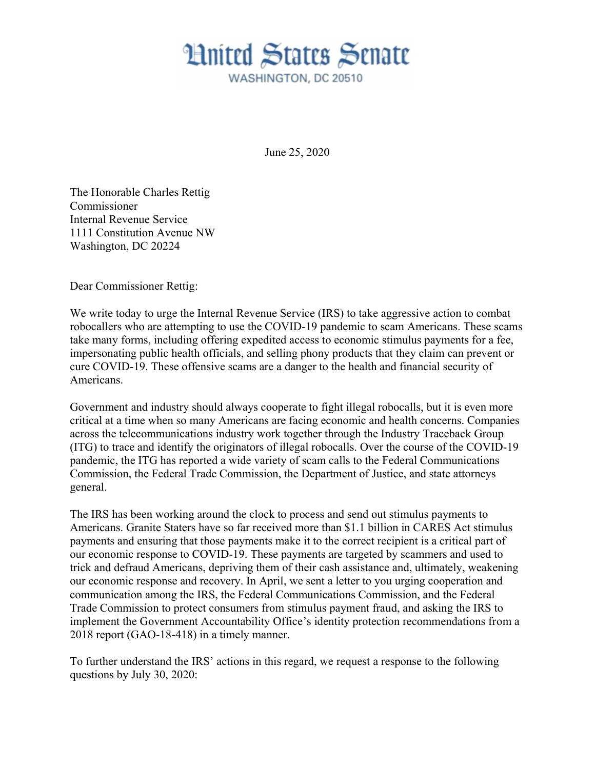# United States Senate

WASHINGTON, DC 20510

June 25, 2020

The Honorable Charles Rettig
Commissioner
Internal Revenue Service
1111 Constitution Avenue NW
Washington, DC 20224

Dear Commissioner Rettig:

We write today to urge the Internal Revenue Service (IRS) to take aggressive action to combat robocallers who are attempting to use the COVID-19 pandemic to scam Americans. These scams take many forms, including offering expedited access to economic stimulus payments for a fee, impersonating public health officials, and selling phony products that they claim can prevent or cure COVID-19. These offensive scams are a danger to the health and financial security of Americans.

Government and industry should always cooperate to fight illegal robocalls, but it is even more critical at a time when so many Americans are facing economic and health concerns. Companies across the telecommunications industry work together through the Industry Traceback Group (ITG) to trace and identify the originators of illegal robocalls. Over the course of the COVID-19 pandemic, the ITG has reported a wide variety of scam calls to the Federal Communications Commission, the Federal Trade Commission, the Department of Justice, and state attorneys general.

The IRS has been working around the clock to process and send out stimulus payments to Americans. Granite Staters have so far received more than $1.1 billion in CARES Act stimulus payments and ensuring that those payments make it to the correct recipient is a critical part of our economic response to COVID-19. These payments are targeted by scammers and used to trick and defraud Americans, depriving them of their cash assistance and, ultimately, weakening our economic response and recovery. In April, we sent a letter to you urging cooperation and communication among the IRS, the Federal Communications Commission, and the Federal Trade Commission to protect consumers from stimulus payment fraud, and asking the IRS to implement the Government Accountability Office's identity protection recommendations from a 2018 report (GAO-18-418) in a timely manner.

To further understand the IRS' actions in this regard, we request a response to the following questions by July 30, 2020: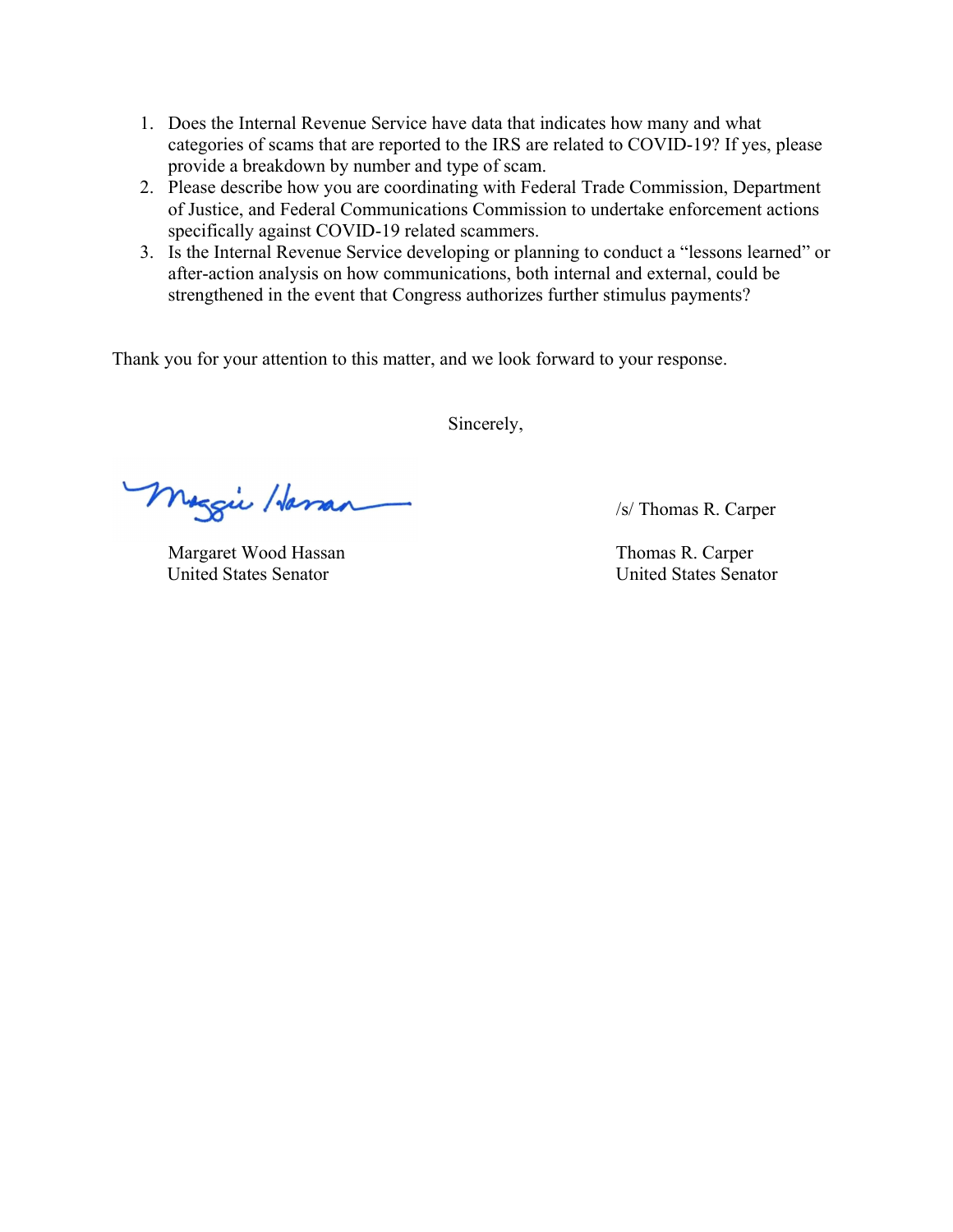1. Does the Internal Revenue Service have data that indicates how many and what categories of scams that are reported to the IRS are related to COVID-19? If yes, please provide a breakdown by number and type of scam.
2. Please describe how you are coordinating with Federal Trade Commission, Department of Justice, and Federal Communications Commission to undertake enforcement actions specifically against COVID-19 related scammers.
3. Is the Internal Revenue Service developing or planning to conduct a "lessons learned" or after-action analysis on how communications, both internal and external, could be strengthened in the event that Congress authorizes further stimulus payments?

Thank you for your attention to this matter, and we look forward to your response.

Sincerely,

Margaret Wood Hassan
United States Senator

/s/ Thomas R. Carper

Thomas R. Carper
United States Senator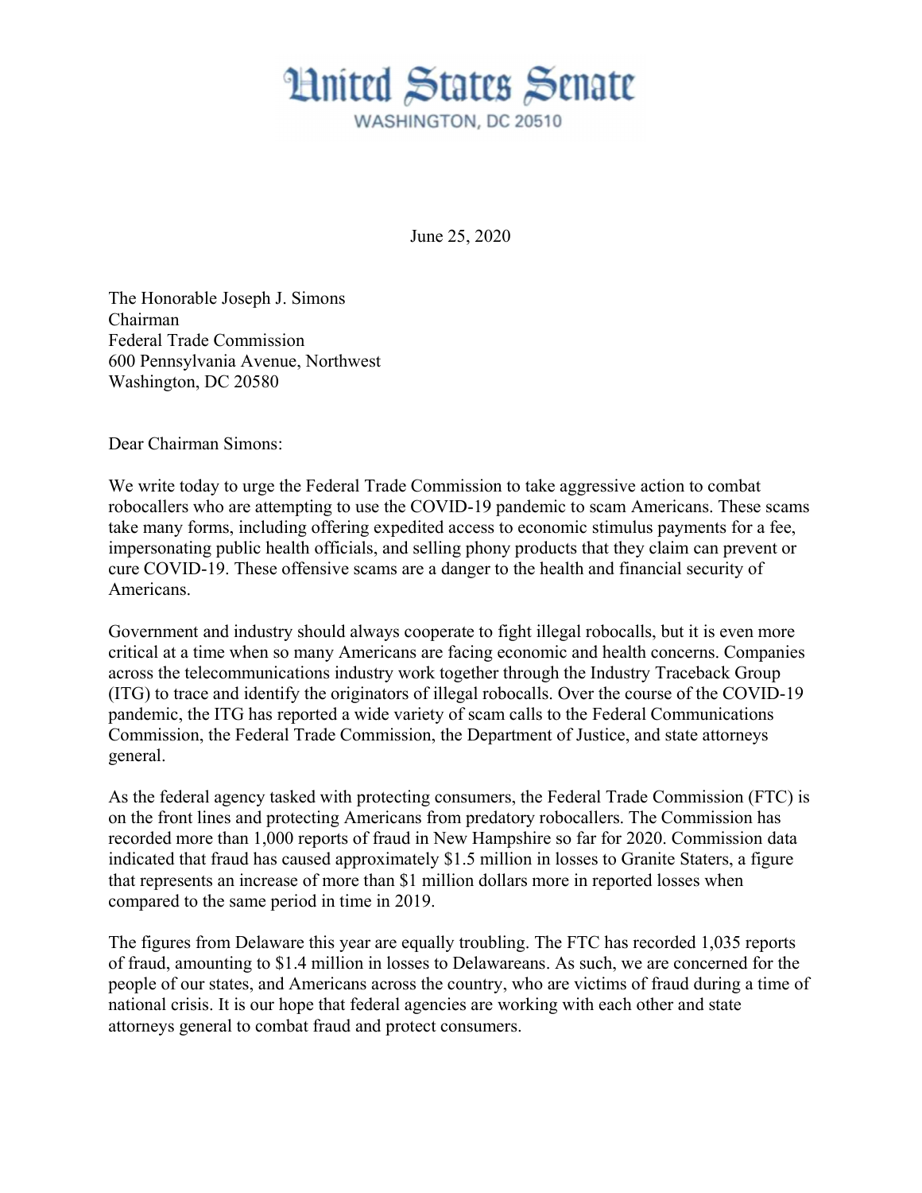# United States Senate

WASHINGTON, DC 20510

June 25, 2020

The Honorable Joseph J. Simons
Chairman
Federal Trade Commission
600 Pennsylvania Avenue, Northwest
Washington, DC 20580

Dear Chairman Simons:

We write today to urge the Federal Trade Commission to take aggressive action to combat robocallers who are attempting to use the COVID-19 pandemic to scam Americans. These scams take many forms, including offering expedited access to economic stimulus payments for a fee, impersonating public health officials, and selling phony products that they claim can prevent or cure COVID-19. These offensive scams are a danger to the health and financial security of Americans.

Government and industry should always cooperate to fight illegal robocalls, but it is even more critical at a time when so many Americans are facing economic and health concerns. Companies across the telecommunications industry work together through the Industry Traceback Group (ITG) to trace and identify the originators of illegal robocalls. Over the course of the COVID-19 pandemic, the ITG has reported a wide variety of scam calls to the Federal Communications Commission, the Federal Trade Commission, the Department of Justice, and state attorneys general.

As the federal agency tasked with protecting consumers, the Federal Trade Commission (FTC) is on the front lines and protecting Americans from predatory robocallers. The Commission has recorded more than 1,000 reports of fraud in New Hampshire so far for 2020. Commission data indicated that fraud has caused approximately $1.5 million in losses to Granite Staters, a figure that represents an increase of more than $1 million dollars more in reported losses when compared to the same period in time in 2019.

The figures from Delaware this year are equally troubling. The FTC has recorded 1,035 reports of fraud, amounting to $1.4 million in losses to Delawareans. As such, we are concerned for the people of our states, and Americans across the country, who are victims of fraud during a time of national crisis. It is our hope that federal agencies are working with each other and state attorneys general to combat fraud and protect consumers.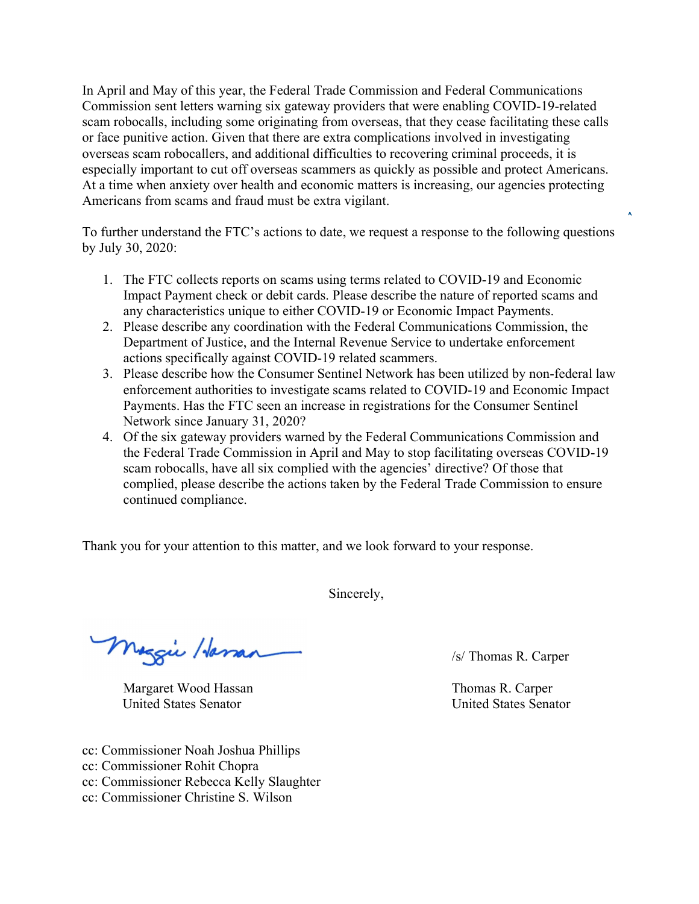In April and May of this year, the Federal Trade Commission and Federal Communications Commission sent letters warning six gateway providers that were enabling COVID-19-related scam robocalls, including some originating from overseas, that they cease facilitating these calls or face punitive action. Given that there are extra complications involved in investigating overseas scam robocallers, and additional difficulties to recovering criminal proceeds, it is especially important to cut off overseas scammers as quickly as possible and protect Americans. At a time when anxiety over health and economic matters is increasing, our agencies protecting Americans from scams and fraud must be extra vigilant.

To further understand the FTC's actions to date, we request a response to the following questions by July 30, 2020:

1. The FTC collects reports on scams using terms related to COVID-19 and Economic Impact Payment check or debit cards. Please describe the nature of reported scams and any characteristics unique to either COVID-19 or Economic Impact Payments.
2. Please describe any coordination with the Federal Communications Commission, the Department of Justice, and the Internal Revenue Service to undertake enforcement actions specifically against COVID-19 related scammers.
3. Please describe how the Consumer Sentinel Network has been utilized by non-federal law enforcement authorities to investigate scams related to COVID-19 and Economic Impact Payments. Has the FTC seen an increase in registrations for the Consumer Sentinel Network since January 31, 2020?
4. Of the six gateway providers warned by the Federal Communications Commission and the Federal Trade Commission in April and May to stop facilitating overseas COVID-19 scam robocalls, have all six complied with the agencies' directive? Of those that complied, please describe the actions taken by the Federal Trade Commission to ensure continued compliance.

Thank you for your attention to this matter, and we look forward to your response.

Sincerely,

Margaret Wood Hassan
United States Senator

/s/ Thomas R. Carper

Thomas R. Carper
United States Senator

cc: Commissioner Noah Joshua Phillips
cc: Commissioner Rohit Chopra
cc: Commissioner Rebecca Kelly Slaughter
cc: Commissioner Christine S. Wilson